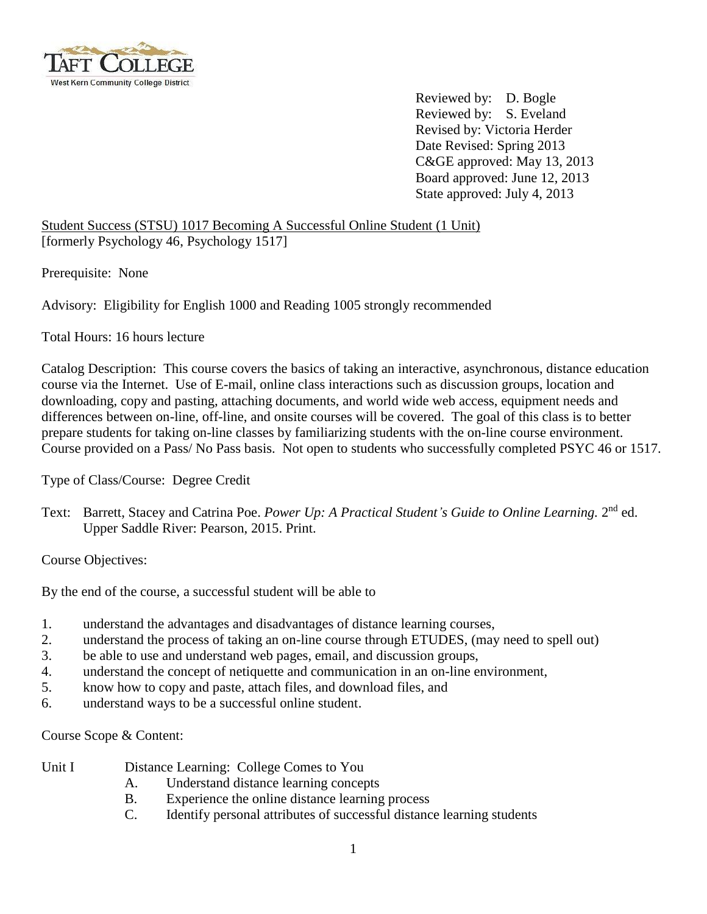Taft College
West Kern Community College District

Reviewed by: D. Bogle
Reviewed by: S. Eveland
Revised by: Victoria Herder
Date Revised: Spring 2013
C&GE approved: May 13, 2013
Board approved: June 12, 2013
State approved: July 4, 2013

Student Success (STSU) 1017 Becoming A Successful Online Student (1 Unit)
[formerly Psychology 46, Psychology 1517]

Prerequisite: None

Advisory: Eligibility for English 1000 and Reading 1005 strongly recommended

Total Hours: 16 hours lecture

Catalog Description: This course covers the basics of taking an interactive, asynchronous, distance education course via the Internet. Use of E-mail, online class interactions such as discussion groups, location and downloading, copy and pasting, attaching documents, and world wide web access, equipment needs and differences between on-line, off-line, and onsite courses will be covered. The goal of this class is to better prepare students for taking on-line classes by familiarizing students with the on-line course environment. Course provided on a Pass/ No Pass basis. Not open to students who successfully completed PSYC 46 or 1517.

Type of Class/Course: Degree Credit

Text: Barrett, Stacey and Catrina Poe. *Power Up: A Practical Student's Guide to Online Learning.* 2nd ed. Upper Saddle River: Pearson, 2015. Print.

Course Objectives:

By the end of the course, a successful student will be able to

1. understand the advantages and disadvantages of distance learning courses,
2. understand the process of taking an on-line course through ETUDES, (may need to spell out)
3. be able to use and understand web pages, email, and discussion groups,
4. understand the concept of netiquette and communication in an on-line environment,
5. know how to copy and paste, attach files, and download files, and
6. understand ways to be a successful online student.

Course Scope & Content:

Unit I Distance Learning: College Comes to You

- A. Understand distance learning concepts
- B. Experience the online distance learning process
- C. Identify personal attributes of successful distance learning students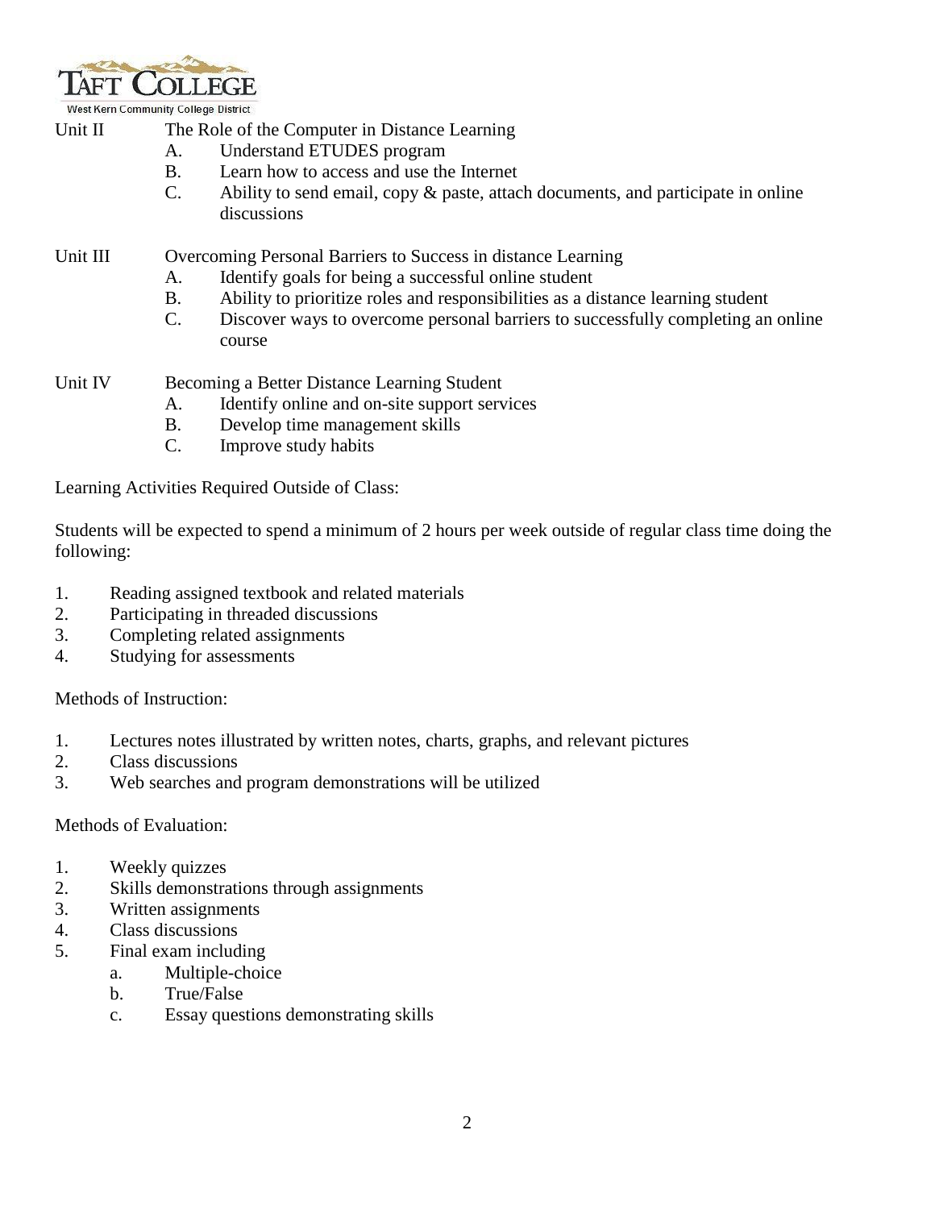Unit II The Role of the Computer in Distance Learning

A. Understand ETUDES program
B. Learn how to access and use the Internet
C. Ability to send email, copy & paste, attach documents, and participate in online discussions

Unit III Overcoming Personal Barriers to Success in distance Learning

A. Identify goals for being a successful online student
B. Ability to prioritize roles and responsibilities as a distance learning student
C. Discover ways to overcome personal barriers to successfully completing an online course

Unit IV Becoming a Better Distance Learning Student

A. Identify online and on-site support services
B. Develop time management skills
C. Improve study habits

Learning Activities Required Outside of Class:

Students will be expected to spend a minimum of 2 hours per week outside of regular class time doing the following:

1. Reading assigned textbook and related materials
2. Participating in threaded discussions
3. Completing related assignments
4. Studying for assessments

Methods of Instruction:

1. Lectures notes illustrated by written notes, charts, graphs, and relevant pictures
2. Class discussions
3. Web searches and program demonstrations will be utilized

Methods of Evaluation:

1. Weekly quizzes
2. Skills demonstrations through assignments
3. Written assignments
4. Class discussions
5. Final exam including
   a. Multiple-choice
   b. True/False
   c. Essay questions demonstrating skills